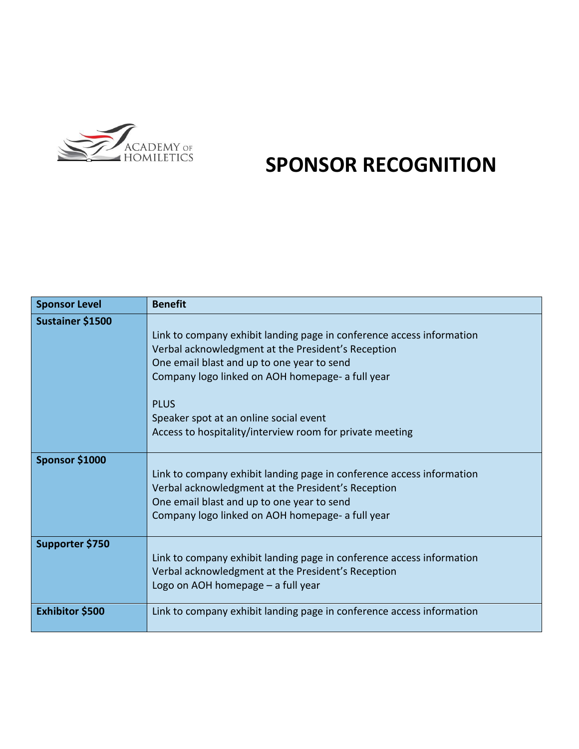ACADEMY OF HOMILETICS

# SPONSOR RECOGNITION

| Sponsor Level | Benefit |
|---|---|
| **Sustainer $1500** | Link to company exhibit landing page in conference access information<br>Verbal acknowledgment at the President's Reception<br>One email blast and up to one year to send<br>Company logo linked on AOH homepage- a full year<br><br>PLUS<br>Speaker spot at an online social event<br>Access to hospitality/interview room for private meeting |
| **Sponsor $1000** | Link to company exhibit landing page in conference access information<br>Verbal acknowledgment at the President's Reception<br>One email blast and up to one year to send<br>Company logo linked on AOH homepage- a full year |
| **Supporter $750** | Link to company exhibit landing page in conference access information<br>Verbal acknowledgment at the President's Reception<br>Logo on AOH homepage – a full year |
| **Exhibitor $500** | Link to company exhibit landing page in conference access information |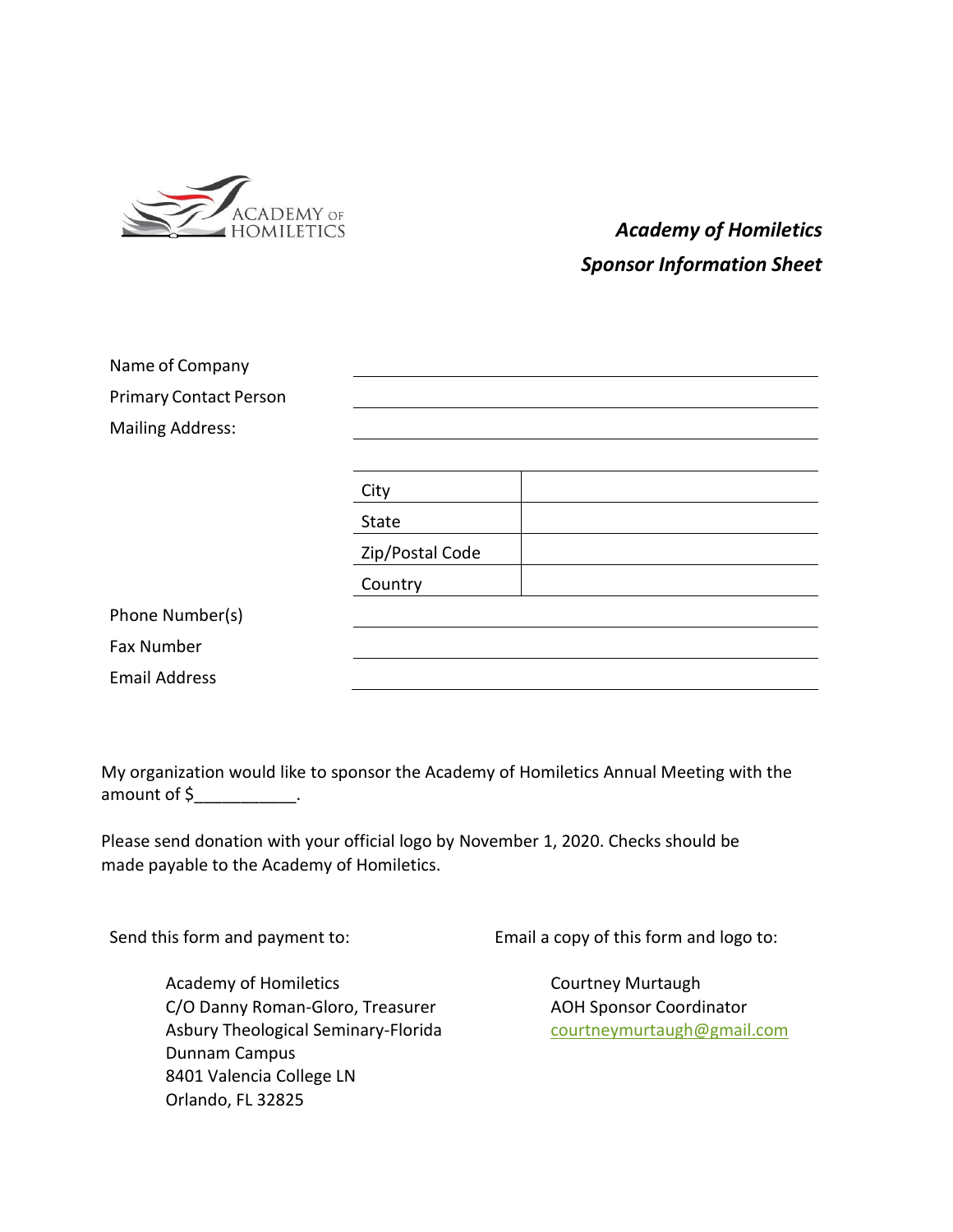ACADEMY OF HOMILETICS

***Academy of Homiletics***
***Sponsor Information Sheet***

| | | |
|---|---|---|
| Name of Company | | |
| Primary Contact Person | | |
| Mailing Address: | | |
| | | |
| | City | |
| | State | |
| | Zip/Postal Code | |
| | Country | |
| Phone Number(s) | | |
| Fax Number | | |
| Email Address | | |

My organization would like to sponsor the Academy of Homiletics Annual Meeting with the amount of $___________.

Please send donation with your official logo by November 1, 2020. Checks should be made payable to the Academy of Homiletics.

Send this form and payment to:

Academy of Homiletics
C/O Danny Roman-Gloro, Treasurer
Asbury Theological Seminary-Florida
Dunnam Campus
8401 Valencia College LN
Orlando, FL 32825

Email a copy of this form and logo to:

Courtney Murtaugh
AOH Sponsor Coordinator
courtneymurtaugh@gmail.com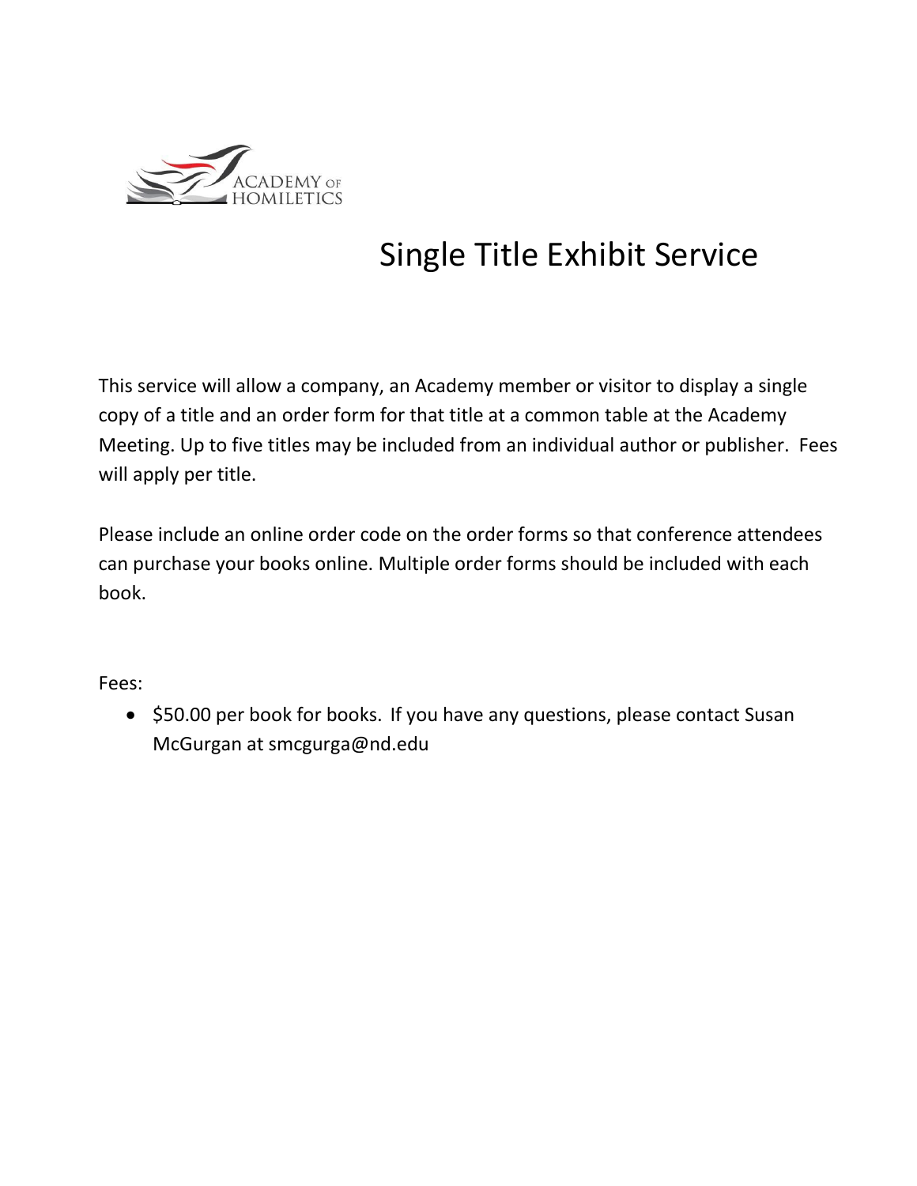ACADEMY OF HOMILETICS

# Single Title Exhibit Service

This service will allow a company, an Academy member or visitor to display a single copy of a title and an order form for that title at a common table at the Academy Meeting. Up to five titles may be included from an individual author or publisher. Fees will apply per title.

Please include an online order code on the order forms so that conference attendees can purchase your books online. Multiple order forms should be included with each book.

Fees:

- $50.00 per book for books. If you have any questions, please contact Susan McGurgan at smcgurga@nd.edu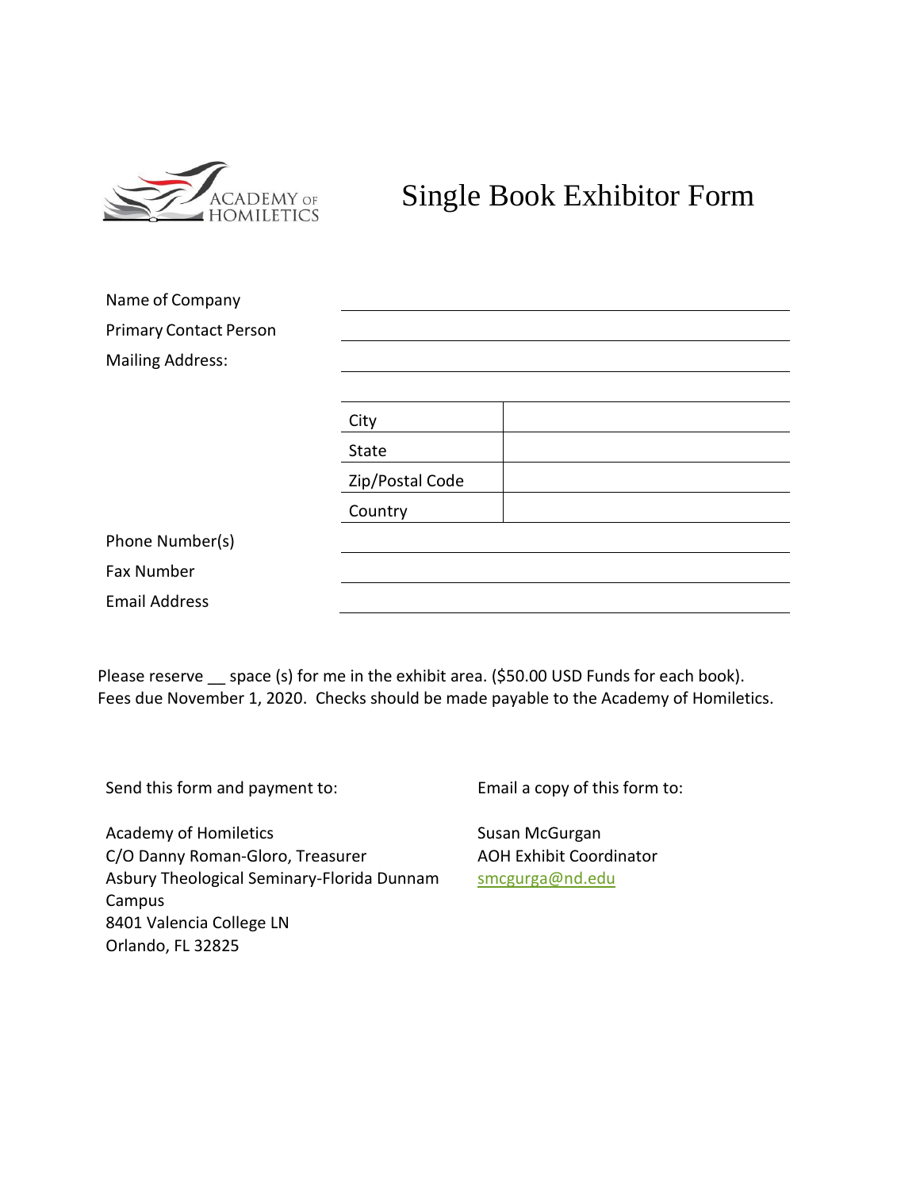ACADEMY OF HOMILETICS

# Single Book Exhibitor Form

| | | |
|---|---|---|
| Name of Company | | |
| Primary Contact Person | | |
| Mailing Address: | | |
| | | |
| | City | |
| | State | |
| | Zip/Postal Code | |
| | Country | |
| Phone Number(s) | | |
| Fax Number | | |
| Email Address | | |

Please reserve __ space (s) for me in the exhibit area. ($50.00 USD Funds for each book).
Fees due November 1, 2020. Checks should be made payable to the Academy of Homiletics.

Send this form and payment to:

Academy of Homiletics
C/O Danny Roman-Gloro, Treasurer
Asbury Theological Seminary-Florida Dunnam Campus
8401 Valencia College LN
Orlando, FL 32825

Email a copy of this form to:

Susan McGurgan
AOH Exhibit Coordinator
smcgurga@nd.edu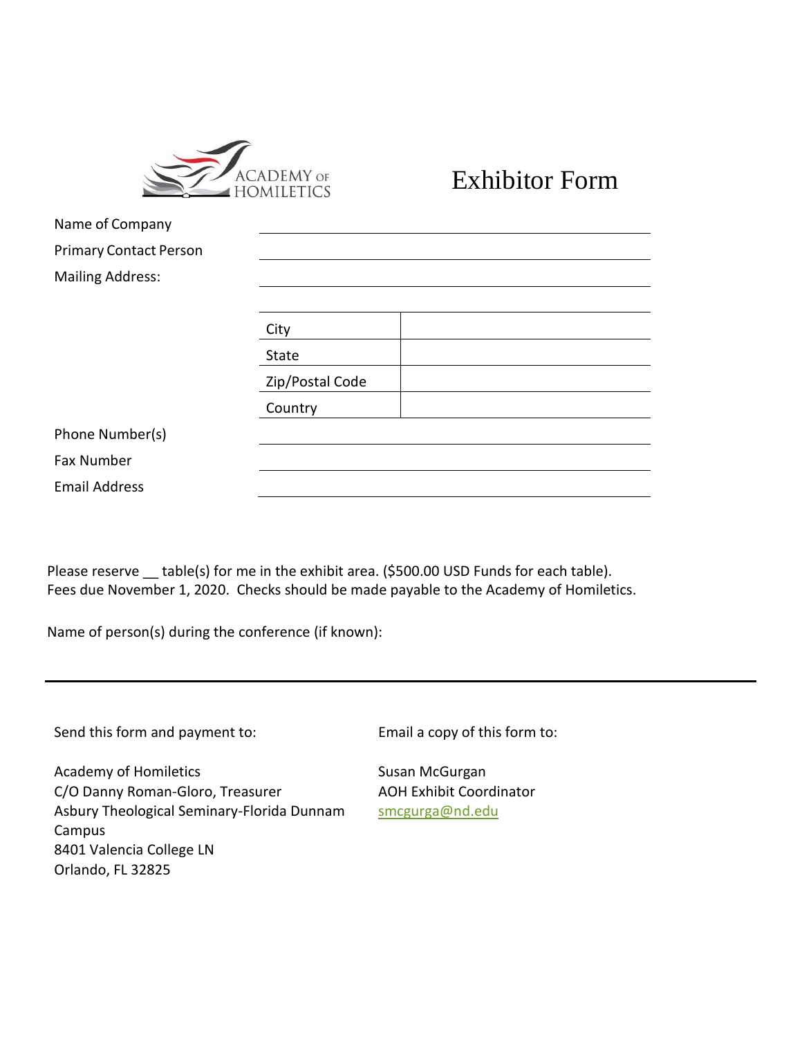ACADEMY OF HOMILETICS

# Exhibitor Form

| | |
|---|---|
| Name of Company | |
| Primary Contact Person | |
| Mailing Address: | |
| | |

| | |
|---|---|
| City | |
| State | |
| Zip/Postal Code | |
| Country | |

| | |
|---|---|
| Phone Number(s) | |
| Fax Number | |
| Email Address | |

Please reserve __ table(s) for me in the exhibit area. ($500.00 USD Funds for each table).
Fees due November 1, 2020. Checks should be made payable to the Academy of Homiletics.

Name of person(s) during the conference (if known):

---

Send this form and payment to:

Academy of Homiletics
C/O Danny Roman-Gloro, Treasurer
Asbury Theological Seminary-Florida Dunnam Campus
8401 Valencia College LN
Orlando, FL 32825

Email a copy of this form to:

Susan McGurgan
AOH Exhibit Coordinator
smcgurga@nd.edu